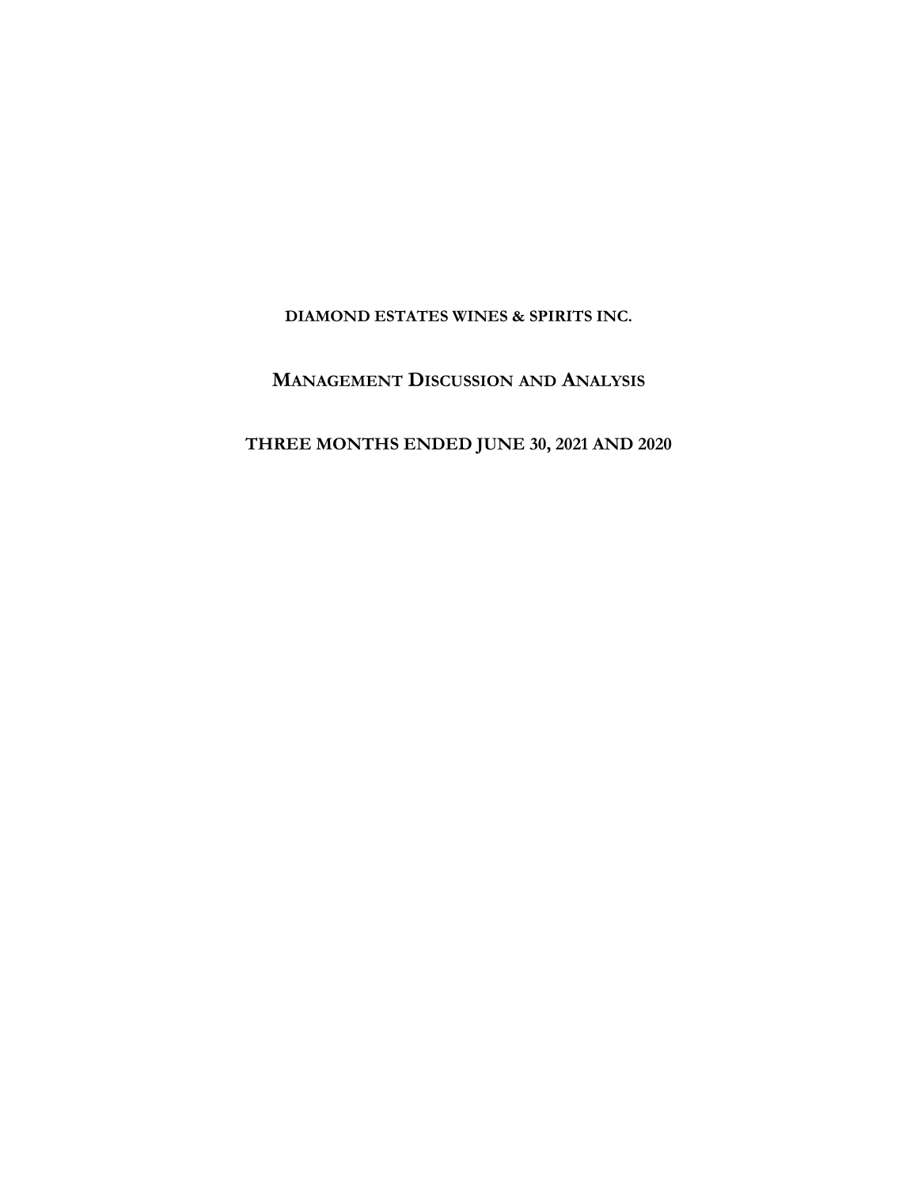**DIAMOND ESTATES WINES & SPIRITS INC.**

# MANAGEMENT DISCUSSION AND ANALYSIS

**THREE MONTHS ENDED JUNE 30, 2021 AND 2020**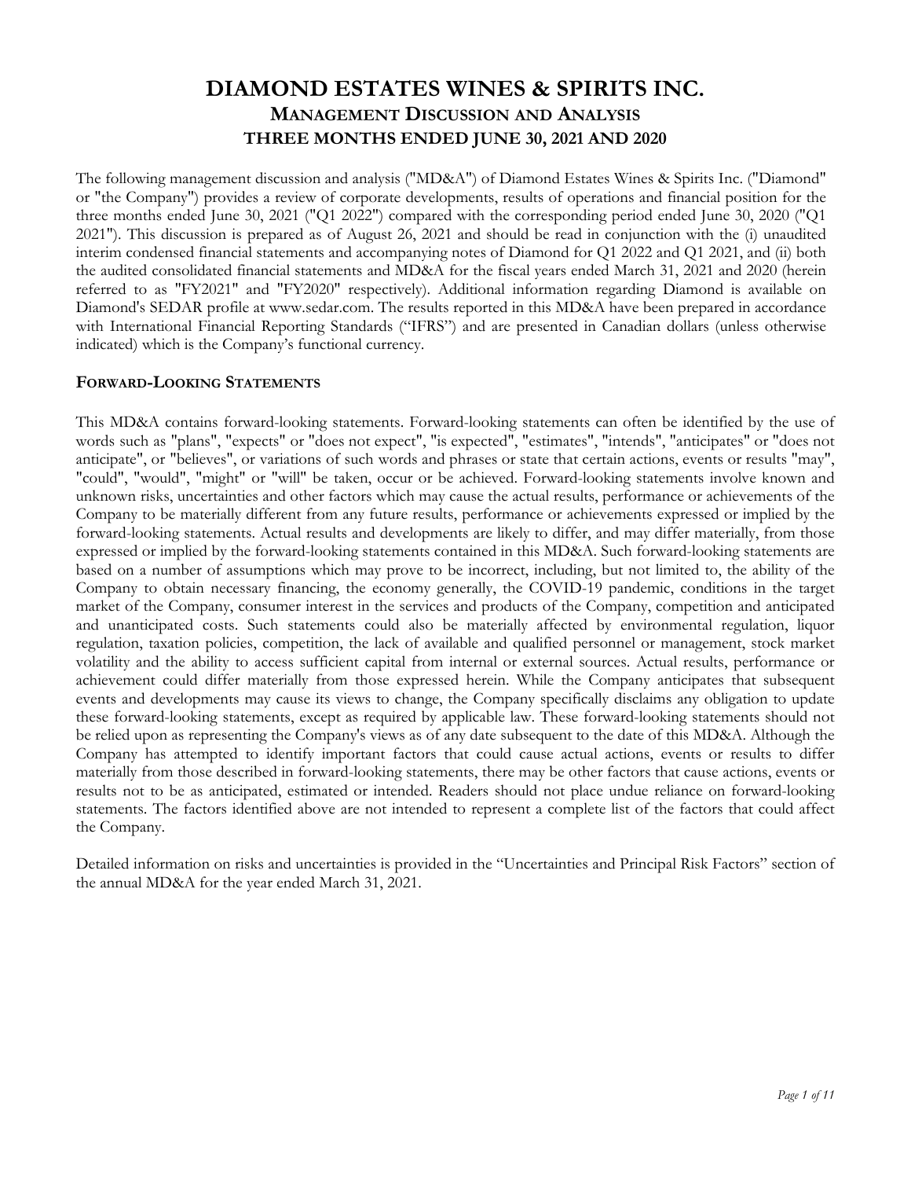# DIAMOND ESTATES WINES & SPIRITS INC.

## MANAGEMENT DISCUSSION AND ANALYSIS

## THREE MONTHS ENDED JUNE 30, 2021 AND 2020

The following management discussion and analysis ("MD&A") of Diamond Estates Wines & Spirits Inc. ("Diamond" or "the Company") provides a review of corporate developments, results of operations and financial position for the three months ended June 30, 2021 ("Q1 2022") compared with the corresponding period ended June 30, 2020 ("Q1 2021"). This discussion is prepared as of August 26, 2021 and should be read in conjunction with the (i) unaudited interim condensed financial statements and accompanying notes of Diamond for Q1 2022 and Q1 2021, and (ii) both the audited consolidated financial statements and MD&A for the fiscal years ended March 31, 2021 and 2020 (herein referred to as "FY2021" and "FY2020" respectively). Additional information regarding Diamond is available on Diamond's SEDAR profile at www.sedar.com. The results reported in this MD&A have been prepared in accordance with International Financial Reporting Standards ("IFRS") and are presented in Canadian dollars (unless otherwise indicated) which is the Company's functional currency.

### FORWARD-LOOKING STATEMENTS

This MD&A contains forward-looking statements. Forward-looking statements can often be identified by the use of words such as "plans", "expects" or "does not expect", "is expected", "estimates", "intends", "anticipates" or "does not anticipate", or "believes", or variations of such words and phrases or state that certain actions, events or results "may", "could", "would", "might" or "will" be taken, occur or be achieved. Forward-looking statements involve known and unknown risks, uncertainties and other factors which may cause the actual results, performance or achievements of the Company to be materially different from any future results, performance or achievements expressed or implied by the forward-looking statements. Actual results and developments are likely to differ, and may differ materially, from those expressed or implied by the forward-looking statements contained in this MD&A. Such forward-looking statements are based on a number of assumptions which may prove to be incorrect, including, but not limited to, the ability of the Company to obtain necessary financing, the economy generally, the COVID-19 pandemic, conditions in the target market of the Company, consumer interest in the services and products of the Company, competition and anticipated and unanticipated costs. Such statements could also be materially affected by environmental regulation, liquor regulation, taxation policies, competition, the lack of available and qualified personnel or management, stock market volatility and the ability to access sufficient capital from internal or external sources. Actual results, performance or achievement could differ materially from those expressed herein. While the Company anticipates that subsequent events and developments may cause its views to change, the Company specifically disclaims any obligation to update these forward-looking statements, except as required by applicable law. These forward-looking statements should not be relied upon as representing the Company's views as of any date subsequent to the date of this MD&A. Although the Company has attempted to identify important factors that could cause actual actions, events or results to differ materially from those described in forward-looking statements, there may be other factors that cause actions, events or results not to be as anticipated, estimated or intended. Readers should not place undue reliance on forward-looking statements. The factors identified above are not intended to represent a complete list of the factors that could affect the Company.

Detailed information on risks and uncertainties is provided in the "Uncertainties and Principal Risk Factors" section of the annual MD&A for the year ended March 31, 2021.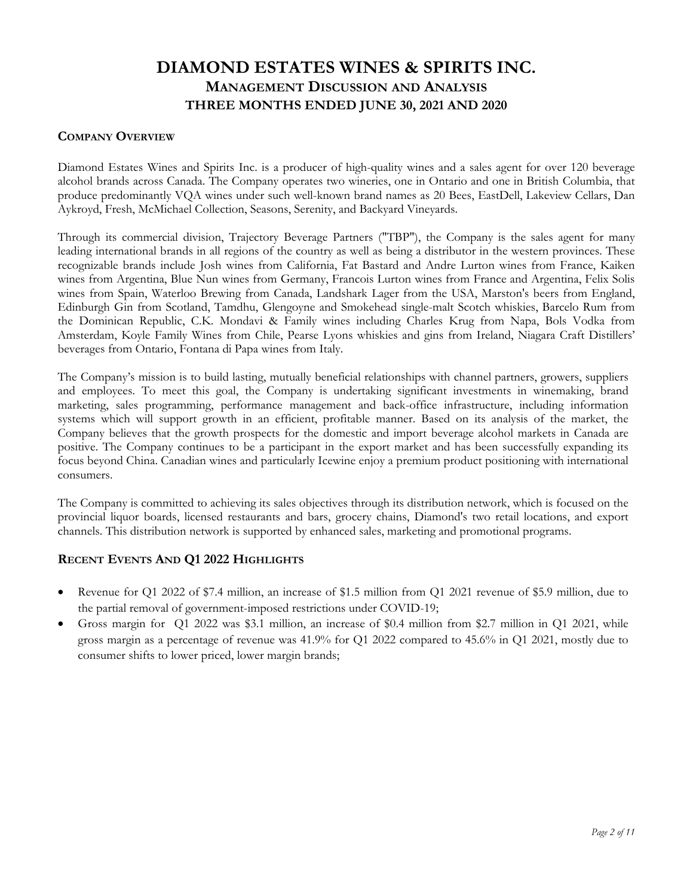# DIAMOND ESTATES WINES & SPIRITS INC.

## MANAGEMENT DISCUSSION AND ANALYSIS

## THREE MONTHS ENDED JUNE 30, 2021 AND 2020

### COMPANY OVERVIEW

Diamond Estates Wines and Spirits Inc. is a producer of high-quality wines and a sales agent for over 120 beverage alcohol brands across Canada. The Company operates two wineries, one in Ontario and one in British Columbia, that produce predominantly VQA wines under such well-known brand names as 20 Bees, EastDell, Lakeview Cellars, Dan Aykroyd, Fresh, McMichael Collection, Seasons, Serenity, and Backyard Vineyards.

Through its commercial division, Trajectory Beverage Partners ("TBP"), the Company is the sales agent for many leading international brands in all regions of the country as well as being a distributor in the western provinces. These recognizable brands include Josh wines from California, Fat Bastard and Andre Lurton wines from France, Kaiken wines from Argentina, Blue Nun wines from Germany, Francois Lurton wines from France and Argentina, Felix Solis wines from Spain, Waterloo Brewing from Canada, Landshark Lager from the USA, Marston's beers from England, Edinburgh Gin from Scotland, Tamdhu, Glengoyne and Smokehead single-malt Scotch whiskies, Barcelo Rum from the Dominican Republic, C.K. Mondavi & Family wines including Charles Krug from Napa, Bols Vodka from Amsterdam, Koyle Family Wines from Chile, Pearse Lyons whiskies and gins from Ireland, Niagara Craft Distillers' beverages from Ontario, Fontana di Papa wines from Italy.

The Company's mission is to build lasting, mutually beneficial relationships with channel partners, growers, suppliers and employees. To meet this goal, the Company is undertaking significant investments in winemaking, brand marketing, sales programming, performance management and back-office infrastructure, including information systems which will support growth in an efficient, profitable manner. Based on its analysis of the market, the Company believes that the growth prospects for the domestic and import beverage alcohol markets in Canada are positive. The Company continues to be a participant in the export market and has been successfully expanding its focus beyond China. Canadian wines and particularly Icewine enjoy a premium product positioning with international consumers.

The Company is committed to achieving its sales objectives through its distribution network, which is focused on the provincial liquor boards, licensed restaurants and bars, grocery chains, Diamond's two retail locations, and export channels. This distribution network is supported by enhanced sales, marketing and promotional programs.

### RECENT EVENTS AND Q1 2022 HIGHLIGHTS

- Revenue for Q1 2022 of $7.4 million, an increase of $1.5 million from Q1 2021 revenue of $5.9 million, due to the partial removal of government-imposed restrictions under COVID-19;
- Gross margin for Q1 2022 was $3.1 million, an increase of $0.4 million from $2.7 million in Q1 2021, while gross margin as a percentage of revenue was 41.9% for Q1 2022 compared to 45.6% in Q1 2021, mostly due to consumer shifts to lower priced, lower margin brands;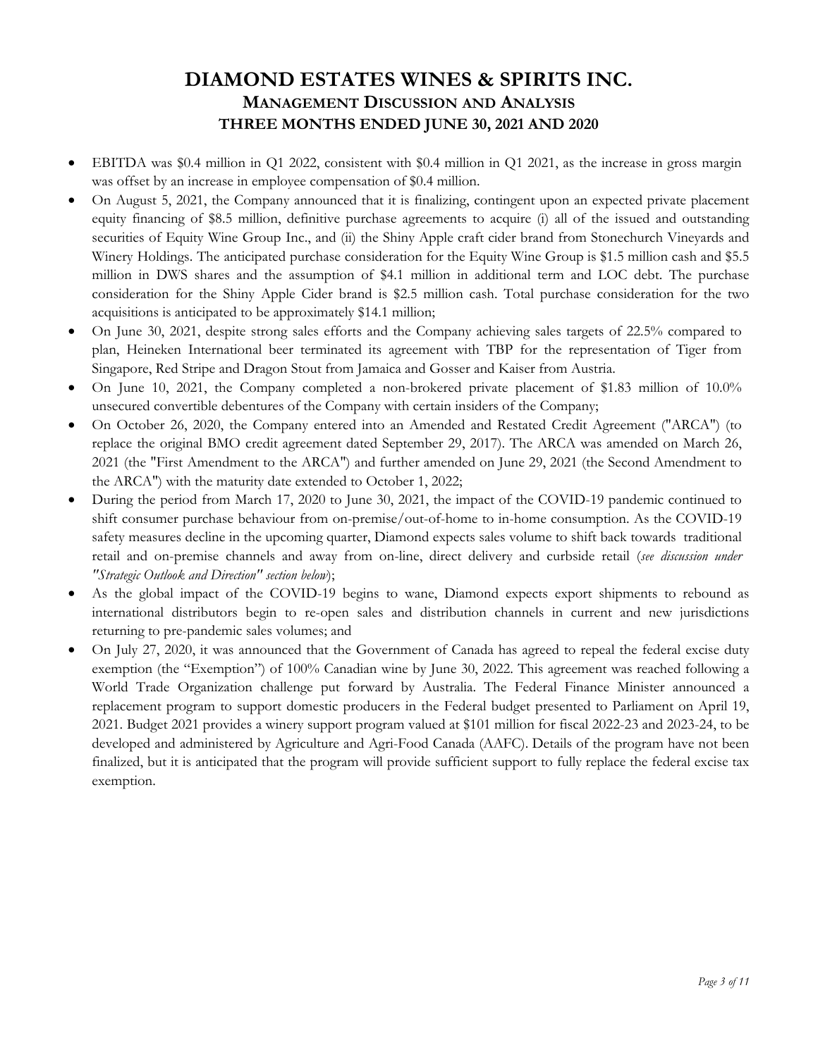- EBITDA was $0.4 million in Q1 2022, consistent with $0.4 million in Q1 2021, as the increase in gross margin was offset by an increase in employee compensation of $0.4 million.
- On August 5, 2021, the Company announced that it is finalizing, contingent upon an expected private placement equity financing of $8.5 million, definitive purchase agreements to acquire (i) all of the issued and outstanding securities of Equity Wine Group Inc., and (ii) the Shiny Apple craft cider brand from Stonechurch Vineyards and Winery Holdings. The anticipated purchase consideration for the Equity Wine Group is $1.5 million cash and $5.5 million in DWS shares and the assumption of $4.1 million in additional term and LOC debt. The purchase consideration for the Shiny Apple Cider brand is $2.5 million cash. Total purchase consideration for the two acquisitions is anticipated to be approximately $14.1 million;
- On June 30, 2021, despite strong sales efforts and the Company achieving sales targets of 22.5% compared to plan, Heineken International beer terminated its agreement with TBP for the representation of Tiger from Singapore, Red Stripe and Dragon Stout from Jamaica and Gosser and Kaiser from Austria.
- On June 10, 2021, the Company completed a non-brokered private placement of $1.83 million of 10.0% unsecured convertible debentures of the Company with certain insiders of the Company;
- On October 26, 2020, the Company entered into an Amended and Restated Credit Agreement ("ARCA") (to replace the original BMO credit agreement dated September 29, 2017). The ARCA was amended on March 26, 2021 (the "First Amendment to the ARCA") and further amended on June 29, 2021 (the Second Amendment to the ARCA") with the maturity date extended to October 1, 2022;
- During the period from March 17, 2020 to June 30, 2021, the impact of the COVID-19 pandemic continued to shift consumer purchase behaviour from on-premise/out-of-home to in-home consumption. As the COVID-19 safety measures decline in the upcoming quarter, Diamond expects sales volume to shift back towards traditional retail and on-premise channels and away from on-line, direct delivery and curbside retail (*see discussion under "Strategic Outlook and Direction" section below*);
- As the global impact of the COVID-19 begins to wane, Diamond expects export shipments to rebound as international distributors begin to re-open sales and distribution channels in current and new jurisdictions returning to pre-pandemic sales volumes; and
- On July 27, 2020, it was announced that the Government of Canada has agreed to repeal the federal excise duty exemption (the "Exemption") of 100% Canadian wine by June 30, 2022. This agreement was reached following a World Trade Organization challenge put forward by Australia. The Federal Finance Minister announced a replacement program to support domestic producers in the Federal budget presented to Parliament on April 19, 2021. Budget 2021 provides a winery support program valued at $101 million for fiscal 2022-23 and 2023-24, to be developed and administered by Agriculture and Agri-Food Canada (AAFC). Details of the program have not been finalized, but it is anticipated that the program will provide sufficient support to fully replace the federal excise tax exemption.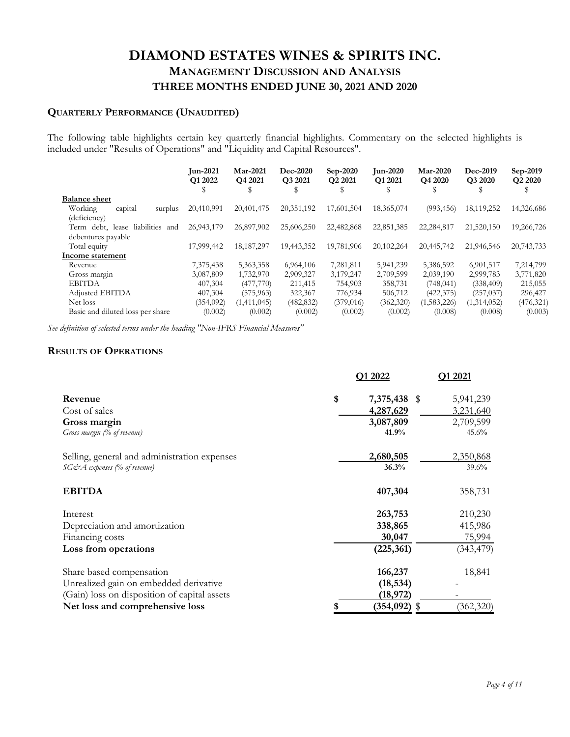# DIAMOND ESTATES WINES & SPIRITS INC.
## MANAGEMENT DISCUSSION AND ANALYSIS
## THREE MONTHS ENDED JUNE 30, 2021 AND 2020

### QUARTERLY PERFORMANCE (UNAUDITED)

The following table highlights certain key quarterly financial highlights. Commentary on the selected highlights is included under "Results of Operations" and "Liquidity and Capital Resources".

| | Jun-2021 Q1 2022 $ | Mar-2021 Q4 2021 $ | Dec-2020 Q3 2021 $ | Sep-2020 Q2 2021 $ | Jun-2020 Q1 2021 $ | Mar-2020 Q4 2020 $ | Dec-2019 Q3 2020 $ | Sep-2019 Q2 2020 $ |
|---|---|---|---|---|---|---|---|---|
| **Balance sheet** | | | | | | | | |
| Working capital surplus (deficiency) | 20,410,991 | 20,401,475 | 20,351,192 | 17,601,504 | 18,365,074 | (993,456) | 18,119,252 | 14,326,686 |
| Term debt, lease liabilities and debentures payable | 26,943,179 | 26,897,902 | 25,606,250 | 22,482,868 | 22,851,385 | 22,284,817 | 21,520,150 | 19,266,726 |
| Total equity | 17,999,442 | 18,187,297 | 19,443,352 | 19,781,906 | 20,102,264 | 20,445,742 | 21,946,546 | 20,743,733 |
| **Income statement** | | | | | | | | |
| Revenue | 7,375,438 | 5,363,358 | 6,964,106 | 7,281,811 | 5,941,239 | 5,386,592 | 6,901,517 | 7,214,799 |
| Gross margin | 3,087,809 | 1,732,970 | 2,909,327 | 3,179,247 | 2,709,599 | 2,039,190 | 2,999,783 | 3,771,820 |
| EBITDA | 407,304 | (477,770) | 211,415 | 754,903 | 358,731 | (748,041) | (338,409) | 215,055 |
| Adjusted EBITDA | 407,304 | (575,963) | 322,367 | 776,934 | 506,712 | (422,375) | (257,037) | 296,427 |
| Net loss | (354,092) | (1,411,045) | (482,832) | (379,016) | (362,320) | (1,583,226) | (1,314,052) | (476,321) |
| Basic and diluted loss per share | (0.002) | (0.002) | (0.002) | (0.002) | (0.002) | (0.008) | (0.008) | (0.003) |

*See definition of selected terms under the heading "Non-IFRS Financial Measures"*

### RESULTS OF OPERATIONS

| | Q1 2022 | Q1 2021 |
|---|---|---|
| **Revenue** | **$ 7,375,438** | $ 5,941,239 |
| Cost of sales | **4,287,629** | 3,231,640 |
| **Gross margin** | **3,087,809** | 2,709,599 |
| *Gross margin (% of revenue)* | **41.9%** | 45.6% |
| Selling, general and administration expenses | **2,680,505** | 2,350,868 |
| *SG&A expenses (% of revenue)* | **36.3%** | 39.6% |
| **EBITDA** | **407,304** | 358,731 |
| Interest | **263,753** | 210,230 |
| Depreciation and amortization | **338,865** | 415,986 |
| Financing costs | **30,047** | 75,994 |
| **Loss from operations** | **(225,361)** | (343,479) |
| Share based compensation | **166,237** | 18,841 |
| Unrealized gain on embedded derivative | **(18,534)** | - |
| (Gain) loss on disposition of capital assets | **(18,972)** | - |
| **Net loss and comprehensive loss** | **$ (354,092)** | $ (362,320) |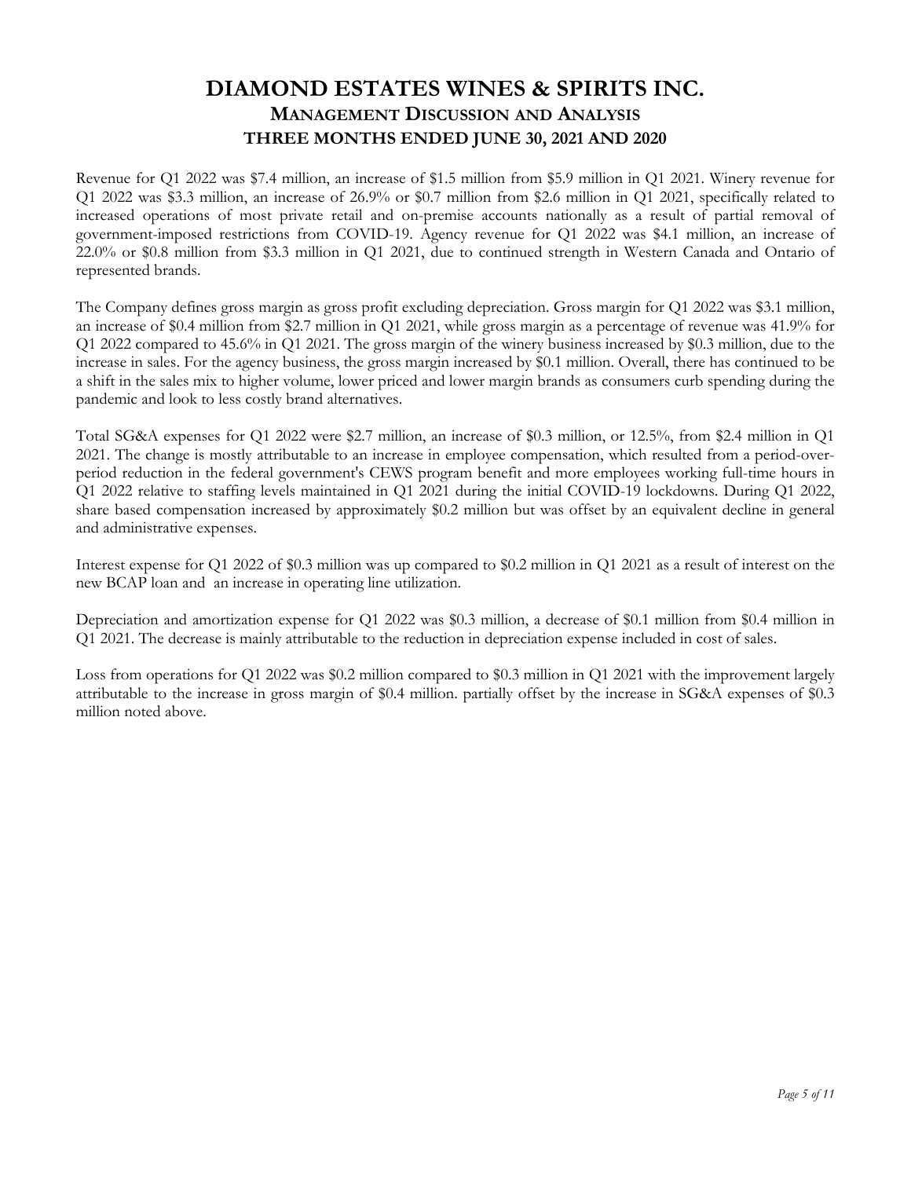Revenue for Q1 2022 was $7.4 million, an increase of $1.5 million from $5.9 million in Q1 2021. Winery revenue for Q1 2022 was $3.3 million, an increase of 26.9% or $0.7 million from $2.6 million in Q1 2021, specifically related to increased operations of most private retail and on-premise accounts nationally as a result of partial removal of government-imposed restrictions from COVID-19. Agency revenue for Q1 2022 was $4.1 million, an increase of 22.0% or $0.8 million from $3.3 million in Q1 2021, due to continued strength in Western Canada and Ontario of represented brands.

The Company defines gross margin as gross profit excluding depreciation. Gross margin for Q1 2022 was $3.1 million, an increase of $0.4 million from $2.7 million in Q1 2021, while gross margin as a percentage of revenue was 41.9% for Q1 2022 compared to 45.6% in Q1 2021. The gross margin of the winery business increased by $0.3 million, due to the increase in sales. For the agency business, the gross margin increased by $0.1 million. Overall, there has continued to be a shift in the sales mix to higher volume, lower priced and lower margin brands as consumers curb spending during the pandemic and look to less costly brand alternatives.

Total SG&A expenses for Q1 2022 were $2.7 million, an increase of $0.3 million, or 12.5%, from $2.4 million in Q1 2021. The change is mostly attributable to an increase in employee compensation, which resulted from a period-over-period reduction in the federal government's CEWS program benefit and more employees working full-time hours in Q1 2022 relative to staffing levels maintained in Q1 2021 during the initial COVID-19 lockdowns. During Q1 2022, share based compensation increased by approximately $0.2 million but was offset by an equivalent decline in general and administrative expenses.

Interest expense for Q1 2022 of $0.3 million was up compared to $0.2 million in Q1 2021 as a result of interest on the new BCAP loan and an increase in operating line utilization.

Depreciation and amortization expense for Q1 2022 was $0.3 million, a decrease of $0.1 million from $0.4 million in Q1 2021. The decrease is mainly attributable to the reduction in depreciation expense included in cost of sales.

Loss from operations for Q1 2022 was $0.2 million compared to $0.3 million in Q1 2021 with the improvement largely attributable to the increase in gross margin of $0.4 million. partially offset by the increase in SG&A expenses of $0.3 million noted above.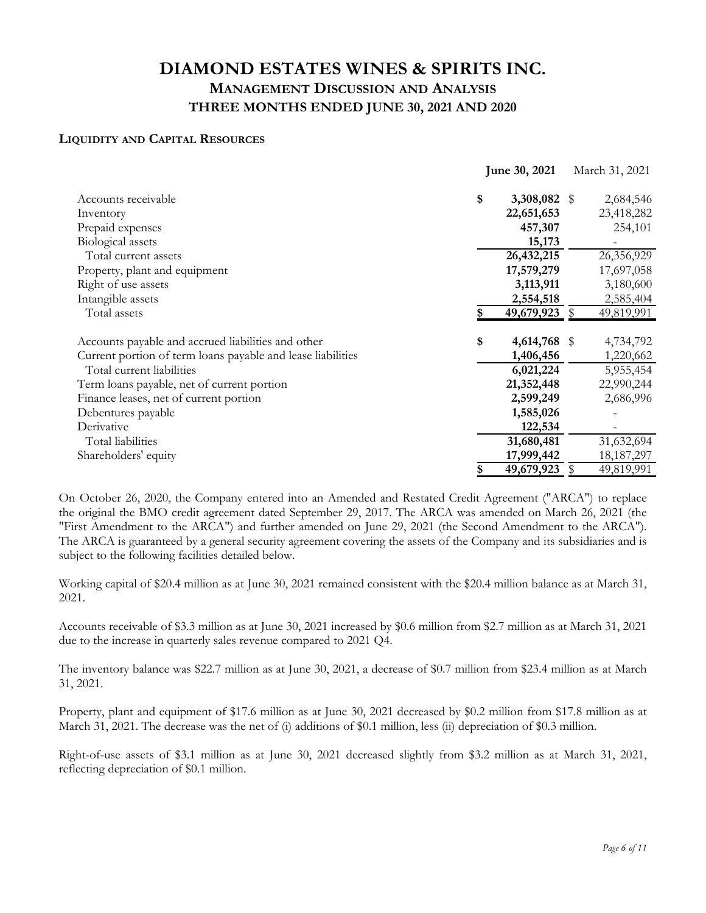# DIAMOND ESTATES WINES & SPIRITS INC.

## MANAGEMENT DISCUSSION AND ANALYSIS

### THREE MONTHS ENDED JUNE 30, 2021 AND 2020

#### LIQUIDITY AND CAPITAL RESOURCES

| | June 30, 2021 | March 31, 2021 |
|---|---|---|
| Accounts receivable | $ 3,308,082 | $ 2,684,546 |
| Inventory | 22,651,653 | 23,418,282 |
| Prepaid expenses | 457,307 | 254,101 |
| Biological assets | 15,173 | - |
| Total current assets | 26,432,215 | 26,356,929 |
| Property, plant and equipment | 17,579,279 | 17,697,058 |
| Right of use assets | 3,113,911 | 3,180,600 |
| Intangible assets | 2,554,518 | 2,585,404 |
| Total assets | $ 49,679,923 | $ 49,819,991 |
| | | |
| Accounts payable and accrued liabilities and other | $ 4,614,768 | $ 4,734,792 |
| Current portion of term loans payable and lease liabilities | 1,406,456 | 1,220,662 |
| Total current liabilities | 6,021,224 | 5,955,454 |
| Term loans payable, net of current portion | 21,352,448 | 22,990,244 |
| Finance leases, net of current portion | 2,599,249 | 2,686,996 |
| Debentures payable | 1,585,026 | - |
| Derivative | 122,534 | - |
| Total liabilities | 31,680,481 | 31,632,694 |
| Shareholders' equity | 17,999,442 | 18,187,297 |
| | $ 49,679,923 | $ 49,819,991 |

On October 26, 2020, the Company entered into an Amended and Restated Credit Agreement ("ARCA") to replace the original the BMO credit agreement dated September 29, 2017. The ARCA was amended on March 26, 2021 (the "First Amendment to the ARCA") and further amended on June 29, 2021 (the Second Amendment to the ARCA"). The ARCA is guaranteed by a general security agreement covering the assets of the Company and its subsidiaries and is subject to the following facilities detailed below.

Working capital of $20.4 million as at June 30, 2021 remained consistent with the $20.4 million balance as at March 31, 2021.

Accounts receivable of $3.3 million as at June 30, 2021 increased by $0.6 million from $2.7 million as at March 31, 2021 due to the increase in quarterly sales revenue compared to 2021 Q4.

The inventory balance was $22.7 million as at June 30, 2021, a decrease of $0.7 million from $23.4 million as at March 31, 2021.

Property, plant and equipment of $17.6 million as at June 30, 2021 decreased by $0.2 million from $17.8 million as at March 31, 2021. The decrease was the net of (i) additions of $0.1 million, less (ii) depreciation of $0.3 million.

Right-of-use assets of $3.1 million as at June 30, 2021 decreased slightly from $3.2 million as at March 31, 2021, reflecting depreciation of $0.1 million.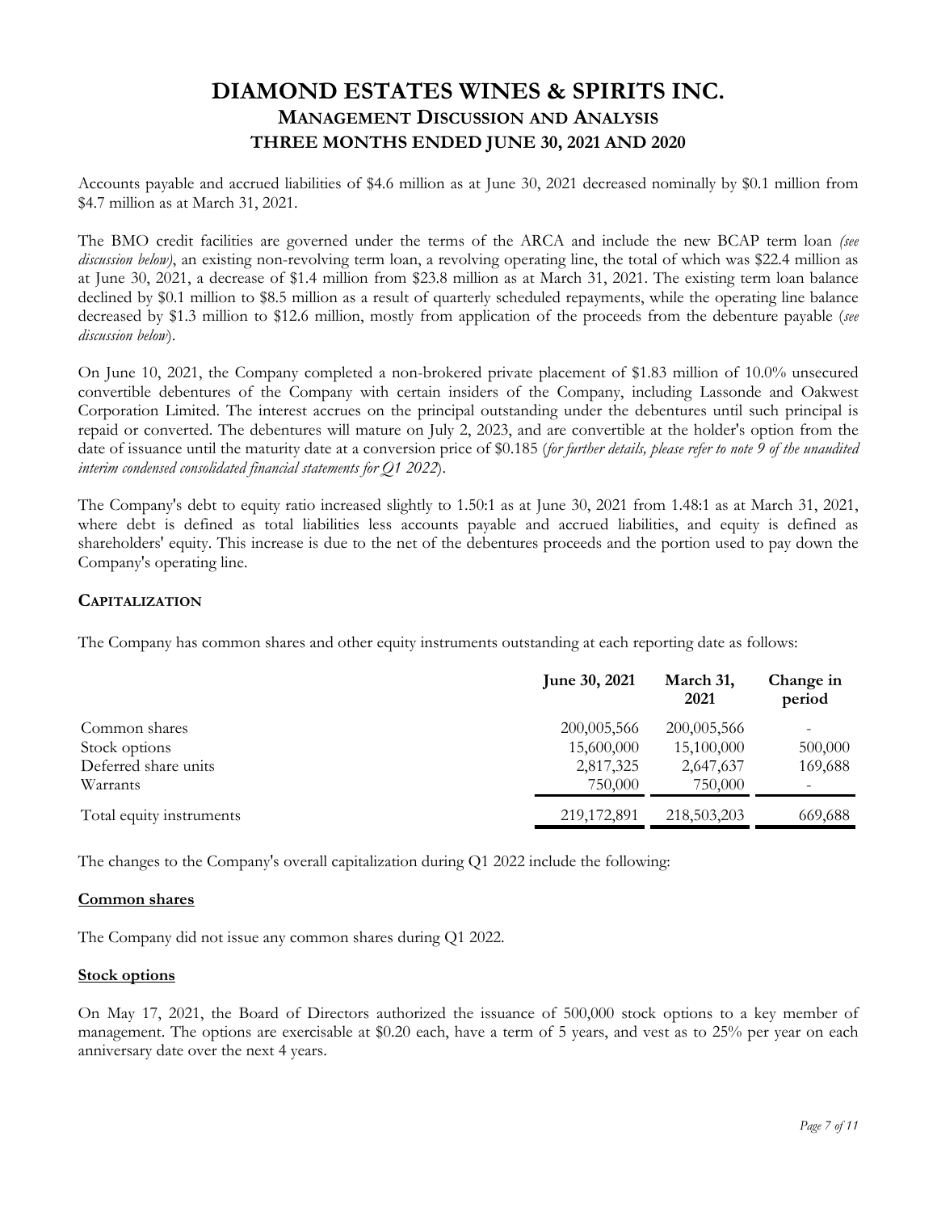Accounts payable and accrued liabilities of $4.6 million as at June 30, 2021 decreased nominally by $0.1 million from $4.7 million as at March 31, 2021.

The BMO credit facilities are governed under the terms of the ARCA and include the new BCAP term loan *(see discussion below)*, an existing non-revolving term loan, a revolving operating line, the total of which was $22.4 million as at June 30, 2021, a decrease of $1.4 million from $23.8 million as at March 31, 2021. The existing term loan balance declined by $0.1 million to $8.5 million as a result of quarterly scheduled repayments, while the operating line balance decreased by $1.3 million to $12.6 million, mostly from application of the proceeds from the debenture payable (*see discussion below*).

On June 10, 2021, the Company completed a non-brokered private placement of $1.83 million of 10.0% unsecured convertible debentures of the Company with certain insiders of the Company, including Lassonde and Oakwest Corporation Limited. The interest accrues on the principal outstanding under the debentures until such principal is repaid or converted. The debentures will mature on July 2, 2023, and are convertible at the holder's option from the date of issuance until the maturity date at a conversion price of $0.185 (*for further details, please refer to note 9 of the unaudited interim condensed consolidated financial statements for Q1 2022*).

The Company's debt to equity ratio increased slightly to 1.50:1 as at June 30, 2021 from 1.48:1 as at March 31, 2021, where debt is defined as total liabilities less accounts payable and accrued liabilities, and equity is defined as shareholders' equity. This increase is due to the net of the debentures proceeds and the portion used to pay down the Company's operating line.

## CAPITALIZATION

The Company has common shares and other equity instruments outstanding at each reporting date as follows:

| | June 30, 2021 | March 31, 2021 | Change in period |
|---|---|---|---|
| Common shares | 200,005,566 | 200,005,566 | - |
| Stock options | 15,600,000 | 15,100,000 | 500,000 |
| Deferred share units | 2,817,325 | 2,647,637 | 169,688 |
| Warrants | 750,000 | 750,000 | - |
| Total equity instruments | 219,172,891 | 218,503,203 | 669,688 |

The changes to the Company's overall capitalization during Q1 2022 include the following:

**Common shares**

The Company did not issue any common shares during Q1 2022.

**Stock options**

On May 17, 2021, the Board of Directors authorized the issuance of 500,000 stock options to a key member of management. The options are exercisable at $0.20 each, have a term of 5 years, and vest as to 25% per year on each anniversary date over the next 4 years.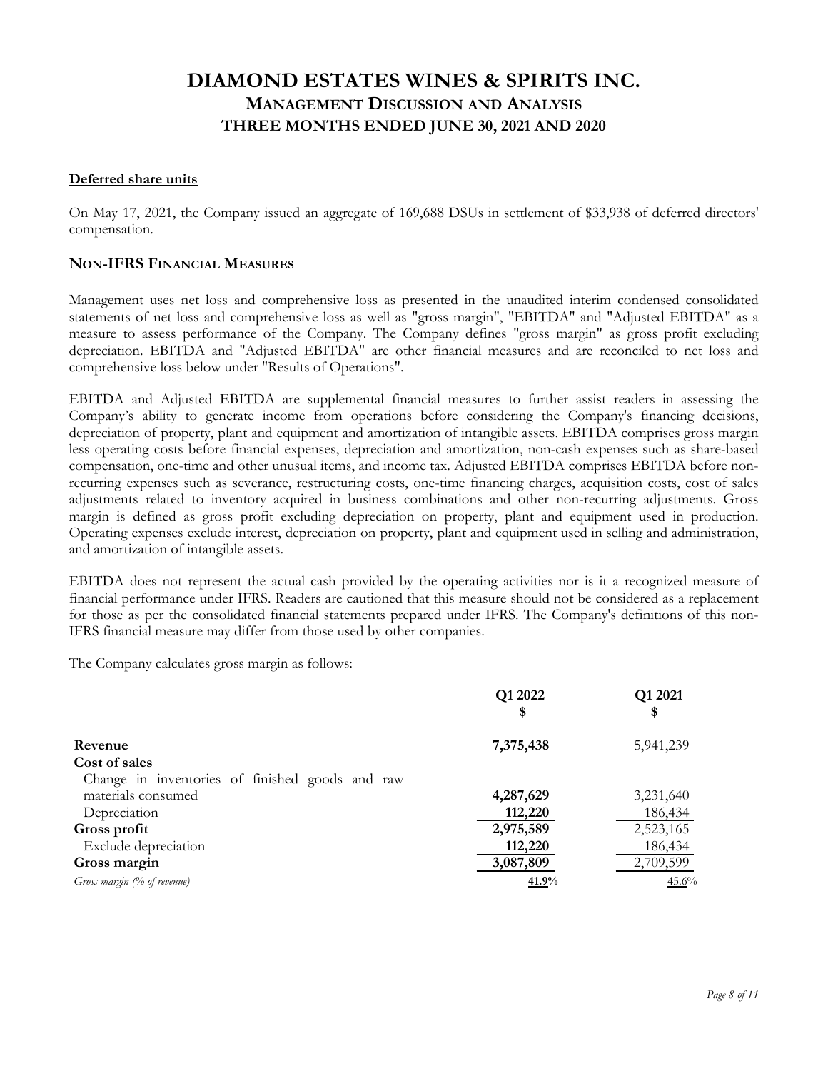## Deferred share units

On May 17, 2021, the Company issued an aggregate of 169,688 DSUs in settlement of $33,938 of deferred directors' compensation.

## NON-IFRS FINANCIAL MEASURES

Management uses net loss and comprehensive loss as presented in the unaudited interim condensed consolidated statements of net loss and comprehensive loss as well as "gross margin", "EBITDA" and "Adjusted EBITDA" as a measure to assess performance of the Company. The Company defines "gross margin" as gross profit excluding depreciation. EBITDA and "Adjusted EBITDA" are other financial measures and are reconciled to net loss and comprehensive loss below under "Results of Operations".

EBITDA and Adjusted EBITDA are supplemental financial measures to further assist readers in assessing the Company's ability to generate income from operations before considering the Company's financing decisions, depreciation of property, plant and equipment and amortization of intangible assets. EBITDA comprises gross margin less operating costs before financial expenses, depreciation and amortization, non-cash expenses such as share-based compensation, one-time and other unusual items, and income tax. Adjusted EBITDA comprises EBITDA before non-recurring expenses such as severance, restructuring costs, one-time financing charges, acquisition costs, cost of sales adjustments related to inventory acquired in business combinations and other non-recurring adjustments. Gross margin is defined as gross profit excluding depreciation on property, plant and equipment used in production. Operating expenses exclude interest, depreciation on property, plant and equipment used in selling and administration, and amortization of intangible assets.

EBITDA does not represent the actual cash provided by the operating activities nor is it a recognized measure of financial performance under IFRS. Readers are cautioned that this measure should not be considered as a replacement for those as per the consolidated financial statements prepared under IFRS. The Company's definitions of this non-IFRS financial measure may differ from those used by other companies.

The Company calculates gross margin as follows:

| | Q1 2022<br>$ | Q1 2021<br>$ |
|---|---|---|
| **Revenue** | **7,375,438** | 5,941,239 |
| **Cost of sales** | | |
| Change in inventories of finished goods and raw materials consumed | **4,287,629** | 3,231,640 |
| Depreciation | **112,220** | 186,434 |
| **Gross profit** | **2,975,589** | 2,523,165 |
| Exclude depreciation | **112,220** | 186,434 |
| **Gross margin** | **3,087,809** | 2,709,599 |
| *Gross margin (% of revenue)* | **41.9%** | 45.6% |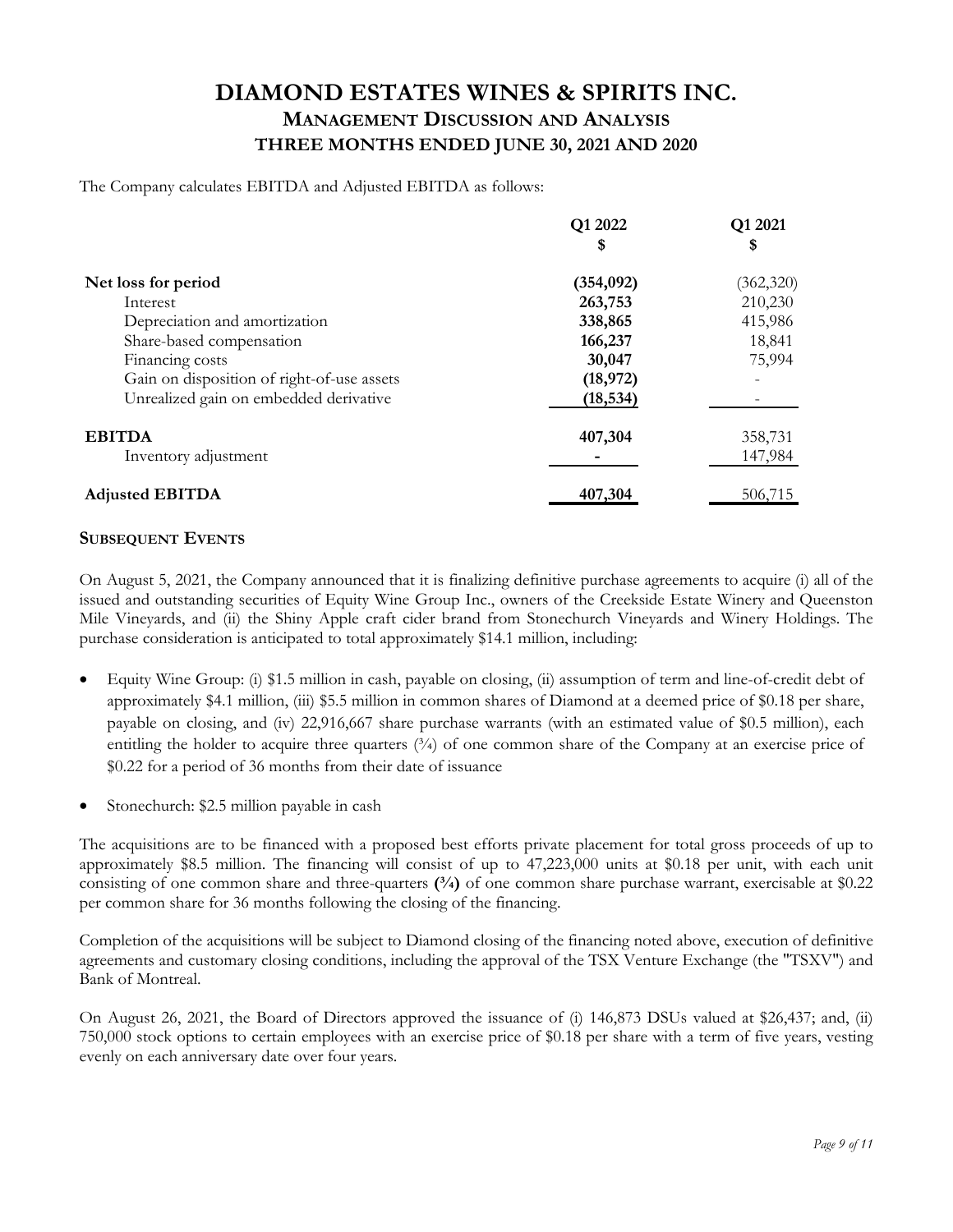# DIAMOND ESTATES WINES & SPIRITS INC.

## MANAGEMENT DISCUSSION AND ANALYSIS

### THREE MONTHS ENDED JUNE 30, 2021 AND 2020

The Company calculates EBITDA and Adjusted EBITDA as follows:

| | Q1 2022<br>$ | Q1 2021<br>$ |
|---|---|---|
| **Net loss for period** | **(354,092)** | (362,320) |
| Interest | **263,753** | 210,230 |
| Depreciation and amortization | **338,865** | 415,986 |
| Share-based compensation | **166,237** | 18,841 |
| Financing costs | **30,047** | 75,994 |
| Gain on disposition of right-of-use assets | **(18,972)** | - |
| Unrealized gain on embedded derivative | **(18,534)** | - |
| **EBITDA** | **407,304** | 358,731 |
| Inventory adjustment | **-** | 147,984 |
| **Adjusted EBITDA** | **407,304** | 506,715 |

## SUBSEQUENT EVENTS

On August 5, 2021, the Company announced that it is finalizing definitive purchase agreements to acquire (i) all of the issued and outstanding securities of Equity Wine Group Inc., owners of the Creekside Estate Winery and Queenston Mile Vineyards, and (ii) the Shiny Apple craft cider brand from Stonechurch Vineyards and Winery Holdings. The purchase consideration is anticipated to total approximately $14.1 million, including:

- Equity Wine Group: (i) $1.5 million in cash, payable on closing, (ii) assumption of term and line-of-credit debt of approximately $4.1 million, (iii) $5.5 million in common shares of Diamond at a deemed price of $0.18 per share, payable on closing, and (iv) 22,916,667 share purchase warrants (with an estimated value of $0.5 million), each entitling the holder to acquire three quarters (¾) of one common share of the Company at an exercise price of $0.22 for a period of 36 months from their date of issuance
- Stonechurch: $2.5 million payable in cash

The acquisitions are to be financed with a proposed best efforts private placement for total gross proceeds of up to approximately $8.5 million. The financing will consist of up to 47,223,000 units at $0.18 per unit, with each unit consisting of one common share and three-quarters **(¾)** of one common share purchase warrant, exercisable at $0.22 per common share for 36 months following the closing of the financing.

Completion of the acquisitions will be subject to Diamond closing of the financing noted above, execution of definitive agreements and customary closing conditions, including the approval of the TSX Venture Exchange (the "TSXV") and Bank of Montreal.

On August 26, 2021, the Board of Directors approved the issuance of (i) 146,873 DSUs valued at $26,437; and, (ii) 750,000 stock options to certain employees with an exercise price of $0.18 per share with a term of five years, vesting evenly on each anniversary date over four years.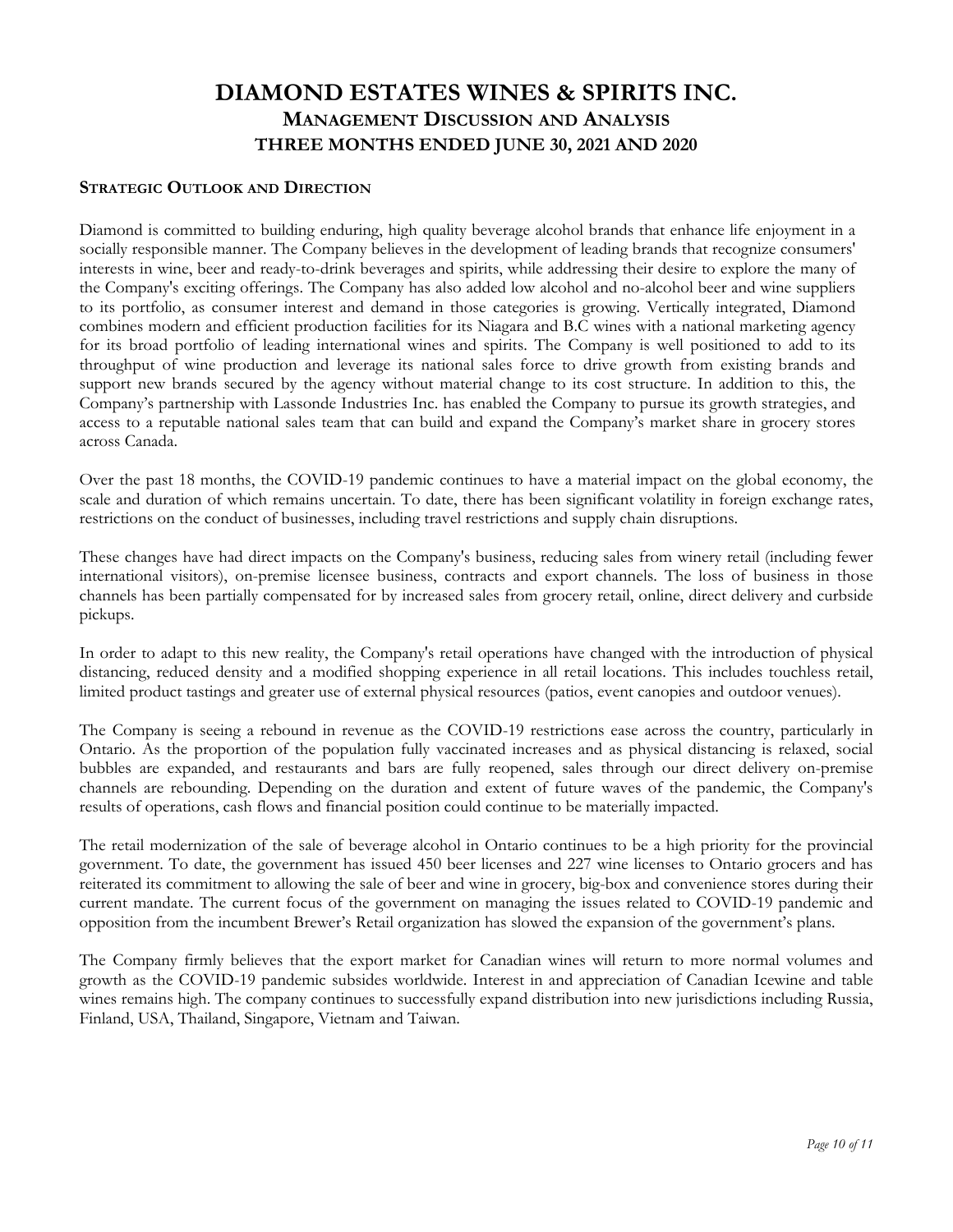# DIAMOND ESTATES WINES & SPIRITS INC.

## MANAGEMENT DISCUSSION AND ANALYSIS

## THREE MONTHS ENDED JUNE 30, 2021 AND 2020

### STRATEGIC OUTLOOK AND DIRECTION

Diamond is committed to building enduring, high quality beverage alcohol brands that enhance life enjoyment in a socially responsible manner. The Company believes in the development of leading brands that recognize consumers' interests in wine, beer and ready-to-drink beverages and spirits, while addressing their desire to explore the many of the Company's exciting offerings. The Company has also added low alcohol and no-alcohol beer and wine suppliers to its portfolio, as consumer interest and demand in those categories is growing. Vertically integrated, Diamond combines modern and efficient production facilities for its Niagara and B.C wines with a national marketing agency for its broad portfolio of leading international wines and spirits. The Company is well positioned to add to its throughput of wine production and leverage its national sales force to drive growth from existing brands and support new brands secured by the agency without material change to its cost structure. In addition to this, the Company's partnership with Lassonde Industries Inc. has enabled the Company to pursue its growth strategies, and access to a reputable national sales team that can build and expand the Company's market share in grocery stores across Canada.

Over the past 18 months, the COVID-19 pandemic continues to have a material impact on the global economy, the scale and duration of which remains uncertain. To date, there has been significant volatility in foreign exchange rates, restrictions on the conduct of businesses, including travel restrictions and supply chain disruptions.

These changes have had direct impacts on the Company's business, reducing sales from winery retail (including fewer international visitors), on-premise licensee business, contracts and export channels. The loss of business in those channels has been partially compensated for by increased sales from grocery retail, online, direct delivery and curbside pickups.

In order to adapt to this new reality, the Company's retail operations have changed with the introduction of physical distancing, reduced density and a modified shopping experience in all retail locations. This includes touchless retail, limited product tastings and greater use of external physical resources (patios, event canopies and outdoor venues).

The Company is seeing a rebound in revenue as the COVID-19 restrictions ease across the country, particularly in Ontario. As the proportion of the population fully vaccinated increases and as physical distancing is relaxed, social bubbles are expanded, and restaurants and bars are fully reopened, sales through our direct delivery on-premise channels are rebounding. Depending on the duration and extent of future waves of the pandemic, the Company's results of operations, cash flows and financial position could continue to be materially impacted.

The retail modernization of the sale of beverage alcohol in Ontario continues to be a high priority for the provincial government. To date, the government has issued 450 beer licenses and 227 wine licenses to Ontario grocers and has reiterated its commitment to allowing the sale of beer and wine in grocery, big-box and convenience stores during their current mandate. The current focus of the government on managing the issues related to COVID-19 pandemic and opposition from the incumbent Brewer's Retail organization has slowed the expansion of the government's plans.

The Company firmly believes that the export market for Canadian wines will return to more normal volumes and growth as the COVID-19 pandemic subsides worldwide. Interest in and appreciation of Canadian Icewine and table wines remains high. The company continues to successfully expand distribution into new jurisdictions including Russia, Finland, USA, Thailand, Singapore, Vietnam and Taiwan.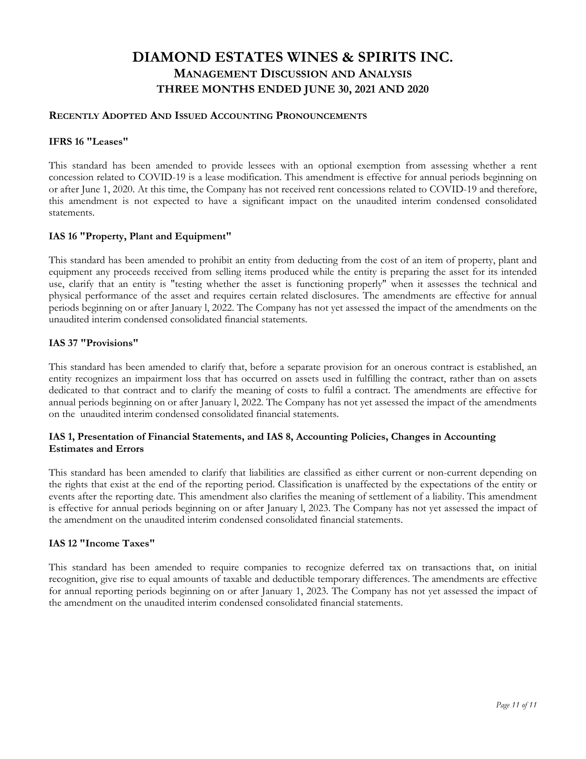## Recently Adopted And Issued Accounting Pronouncements

### IFRS 16 "Leases"

This standard has been amended to provide lessees with an optional exemption from assessing whether a rent concession related to COVID-19 is a lease modification. This amendment is effective for annual periods beginning on or after June 1, 2020. At this time, the Company has not received rent concessions related to COVID-19 and therefore, this amendment is not expected to have a significant impact on the unaudited interim condensed consolidated statements.

### IAS 16 "Property, Plant and Equipment"

This standard has been amended to prohibit an entity from deducting from the cost of an item of property, plant and equipment any proceeds received from selling items produced while the entity is preparing the asset for its intended use, clarify that an entity is "testing whether the asset is functioning properly" when it assesses the technical and physical performance of the asset and requires certain related disclosures. The amendments are effective for annual periods beginning on or after January l, 2022. The Company has not yet assessed the impact of the amendments on the unaudited interim condensed consolidated financial statements.

### IAS 37 "Provisions"

This standard has been amended to clarify that, before a separate provision for an onerous contract is established, an entity recognizes an impairment loss that has occurred on assets used in fulfilling the contract, rather than on assets dedicated to that contract and to clarify the meaning of costs to fulfil a contract. The amendments are effective for annual periods beginning on or after January l, 2022. The Company has not yet assessed the impact of the amendments on the unaudited interim condensed consolidated financial statements.

### IAS 1, Presentation of Financial Statements, and IAS 8, Accounting Policies, Changes in Accounting Estimates and Errors

This standard has been amended to clarify that liabilities are classified as either current or non-current depending on the rights that exist at the end of the reporting period. Classification is unaffected by the expectations of the entity or events after the reporting date. This amendment also clarifies the meaning of settlement of a liability. This amendment is effective for annual periods beginning on or after January l, 2023. The Company has not yet assessed the impact of the amendment on the unaudited interim condensed consolidated financial statements.

### IAS 12 "Income Taxes"

This standard has been amended to require companies to recognize deferred tax on transactions that, on initial recognition, give rise to equal amounts of taxable and deductible temporary differences. The amendments are effective for annual reporting periods beginning on or after January 1, 2023. The Company has not yet assessed the impact of the amendment on the unaudited interim condensed consolidated financial statements.